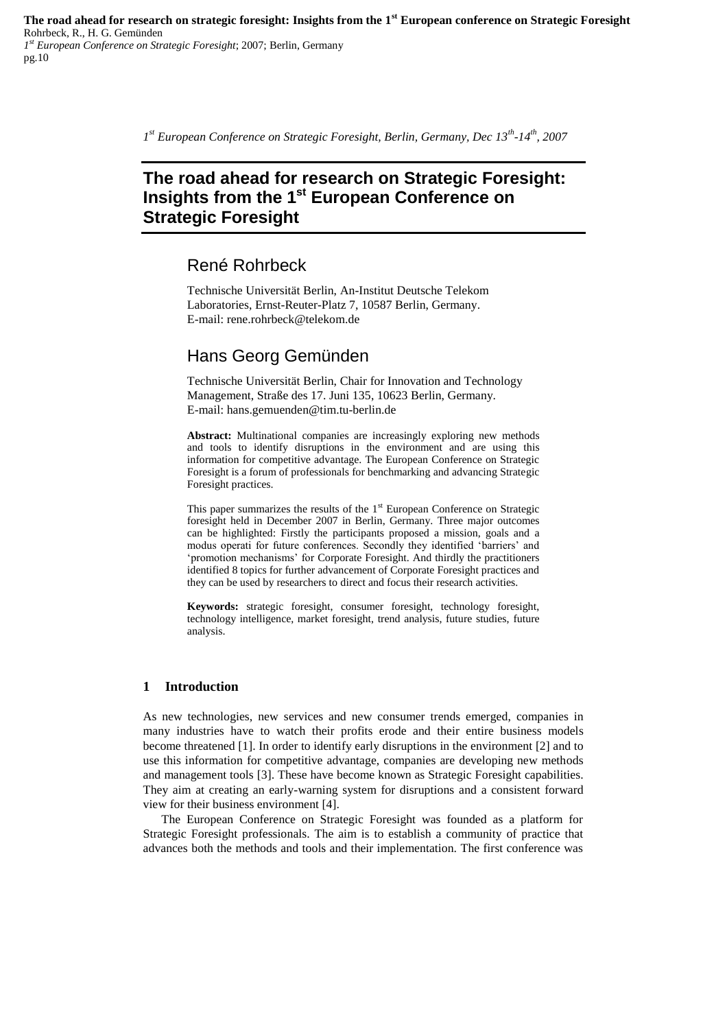*1st European Conference on Strategic Foresight, Berlin, Germany, Dec 13th-14th, 2007*

# The road ahead for research on Strategic Foresight: Insights from the 1st European Conference on Strategic Foresight

## René Rohrbeck

Technische Universität Berlin, An-Institut Deutsche Telekom Laboratories, Ernst-Reuter-Platz 7, 10587 Berlin, Germany.
E-mail: rene.rohrbeck@telekom.de

## Hans Georg Gemünden

Technische Universität Berlin, Chair for Innovation and Technology Management, Straße des 17. Juni 135, 10623 Berlin, Germany.
E-mail: hans.gemuenden@tim.tu-berlin.de

**Abstract:** Multinational companies are increasingly exploring new methods and tools to identify disruptions in the environment and are using this information for competitive advantage. The European Conference on Strategic Foresight is a forum of professionals for benchmarking and advancing Strategic Foresight practices.

This paper summarizes the results of the 1st European Conference on Strategic foresight held in December 2007 in Berlin, Germany. Three major outcomes can be highlighted: Firstly the participants proposed a mission, goals and a modus operati for future conferences. Secondly they identified 'barriers' and 'promotion mechanisms' for Corporate Foresight. And thirdly the practitioners identified 8 topics for further advancement of Corporate Foresight practices and they can be used by researchers to direct and focus their research activities.

**Keywords:** strategic foresight, consumer foresight, technology foresight, technology intelligence, market foresight, trend analysis, future studies, future analysis.

### 1 Introduction

As new technologies, new services and new consumer trends emerged, companies in many industries have to watch their profits erode and their entire business models become threatened [1]. In order to identify early disruptions in the environment [2] and to use this information for competitive advantage, companies are developing new methods and management tools [3]. These have become known as Strategic Foresight capabilities. They aim at creating an early-warning system for disruptions and a consistent forward view for their business environment [4].

The European Conference on Strategic Foresight was founded as a platform for Strategic Foresight professionals. The aim is to establish a community of practice that advances both the methods and tools and their implementation. The first conference was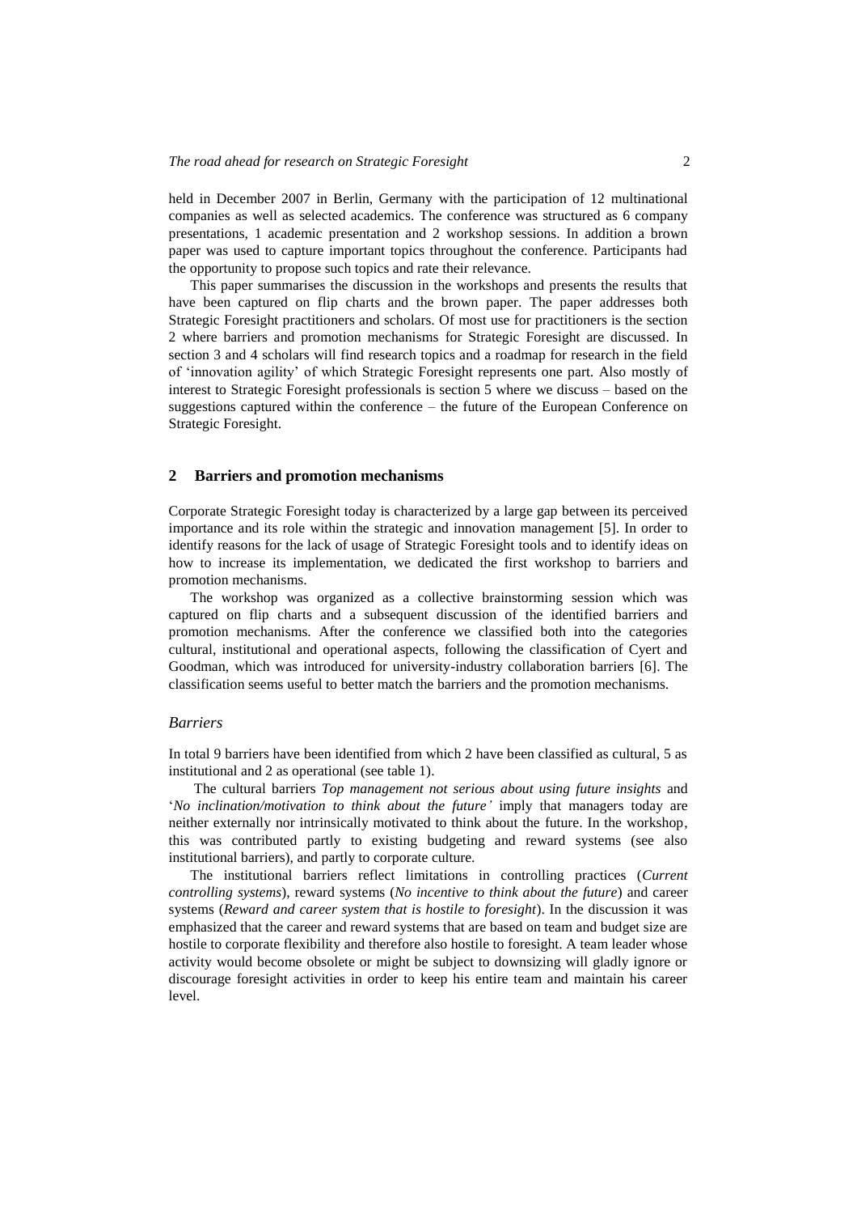held in December 2007 in Berlin, Germany with the participation of 12 multinational companies as well as selected academics. The conference was structured as 6 company presentations, 1 academic presentation and 2 workshop sessions. In addition a brown paper was used to capture important topics throughout the conference. Participants had the opportunity to propose such topics and rate their relevance.

This paper summarises the discussion in the workshops and presents the results that have been captured on flip charts and the brown paper. The paper addresses both Strategic Foresight practitioners and scholars. Of most use for practitioners is the section 2 where barriers and promotion mechanisms for Strategic Foresight are discussed. In section 3 and 4 scholars will find research topics and a roadmap for research in the field of 'innovation agility' of which Strategic Foresight represents one part. Also mostly of interest to Strategic Foresight professionals is section 5 where we discuss – based on the suggestions captured within the conference – the future of the European Conference on Strategic Foresight.

## 2 Barriers and promotion mechanisms

Corporate Strategic Foresight today is characterized by a large gap between its perceived importance and its role within the strategic and innovation management [5]. In order to identify reasons for the lack of usage of Strategic Foresight tools and to identify ideas on how to increase its implementation, we dedicated the first workshop to barriers and promotion mechanisms.

The workshop was organized as a collective brainstorming session which was captured on flip charts and a subsequent discussion of the identified barriers and promotion mechanisms. After the conference we classified both into the categories cultural, institutional and operational aspects, following the classification of Cyert and Goodman, which was introduced for university-industry collaboration barriers [6]. The classification seems useful to better match the barriers and the promotion mechanisms.

### *Barriers*

In total 9 barriers have been identified from which 2 have been classified as cultural, 5 as institutional and 2 as operational (see table 1).

The cultural barriers *Top management not serious about using future insights* and '*No inclination/motivation to think about the future'* imply that managers today are neither externally nor intrinsically motivated to think about the future. In the workshop, this was contributed partly to existing budgeting and reward systems (see also institutional barriers), and partly to corporate culture.

The institutional barriers reflect limitations in controlling practices (*Current controlling systems*), reward systems (*No incentive to think about the future*) and career systems (*Reward and career system that is hostile to foresight*). In the discussion it was emphasized that the career and reward systems that are based on team and budget size are hostile to corporate flexibility and therefore also hostile to foresight. A team leader whose activity would become obsolete or might be subject to downsizing will gladly ignore or discourage foresight activities in order to keep his entire team and maintain his career level.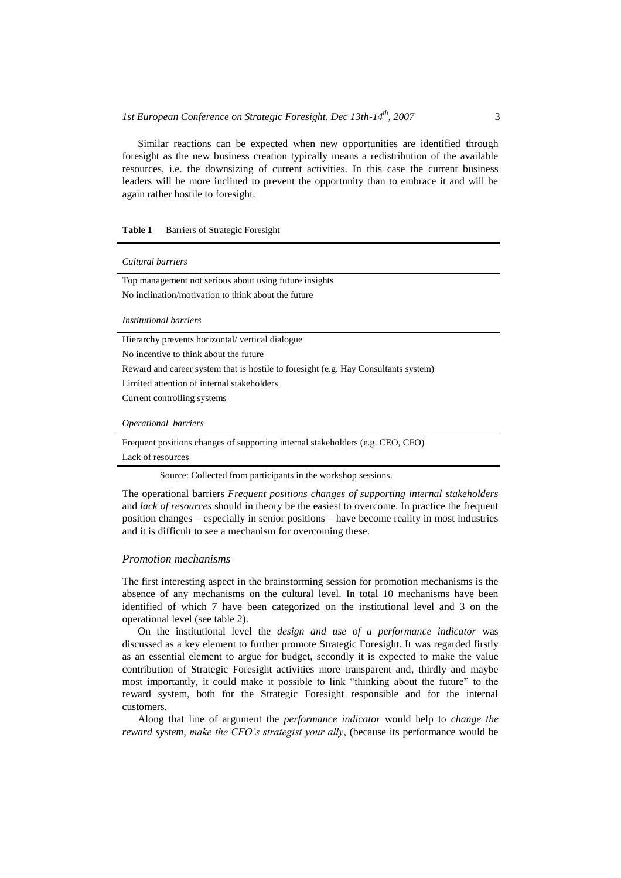Similar reactions can be expected when new opportunities are identified through foresight as the new business creation typically means a redistribution of the available resources, i.e. the downsizing of current activities. In this case the current business leaders will be more inclined to prevent the opportunity than to embrace it and will be again rather hostile to foresight.

**Table 1** Barriers of Strategic Foresight

| *Cultural barriers* |
|---|
| Top management not serious about using future insights |
| No inclination/motivation to think about the future |
| *Institutional barriers* |
| Hierarchy prevents horizontal/ vertical dialogue |
| No incentive to think about the future |
| Reward and career system that is hostile to foresight (e.g. Hay Consultants system) |
| Limited attention of internal stakeholders |
| Current controlling systems |
| *Operational barriers* |
| Frequent positions changes of supporting internal stakeholders (e.g. CEO, CFO) |
| Lack of resources |

Source: Collected from participants in the workshop sessions.

The operational barriers *Frequent positions changes of supporting internal stakeholders* and *lack of resources* should in theory be the easiest to overcome. In practice the frequent position changes – especially in senior positions – have become reality in most industries and it is difficult to see a mechanism for overcoming these.

### *Promotion mechanisms*

The first interesting aspect in the brainstorming session for promotion mechanisms is the absence of any mechanisms on the cultural level. In total 10 mechanisms have been identified of which 7 have been categorized on the institutional level and 3 on the operational level (see table 2).

On the institutional level the *design and use of a performance indicator* was discussed as a key element to further promote Strategic Foresight. It was regarded firstly as an essential element to argue for budget, secondly it is expected to make the value contribution of Strategic Foresight activities more transparent and, thirdly and maybe most importantly, it could make it possible to link "thinking about the future" to the reward system, both for the Strategic Foresight responsible and for the internal customers.

Along that line of argument the *performance indicator* would help to *change the reward system*, *make the CFO's strategist your ally*, (because its performance would be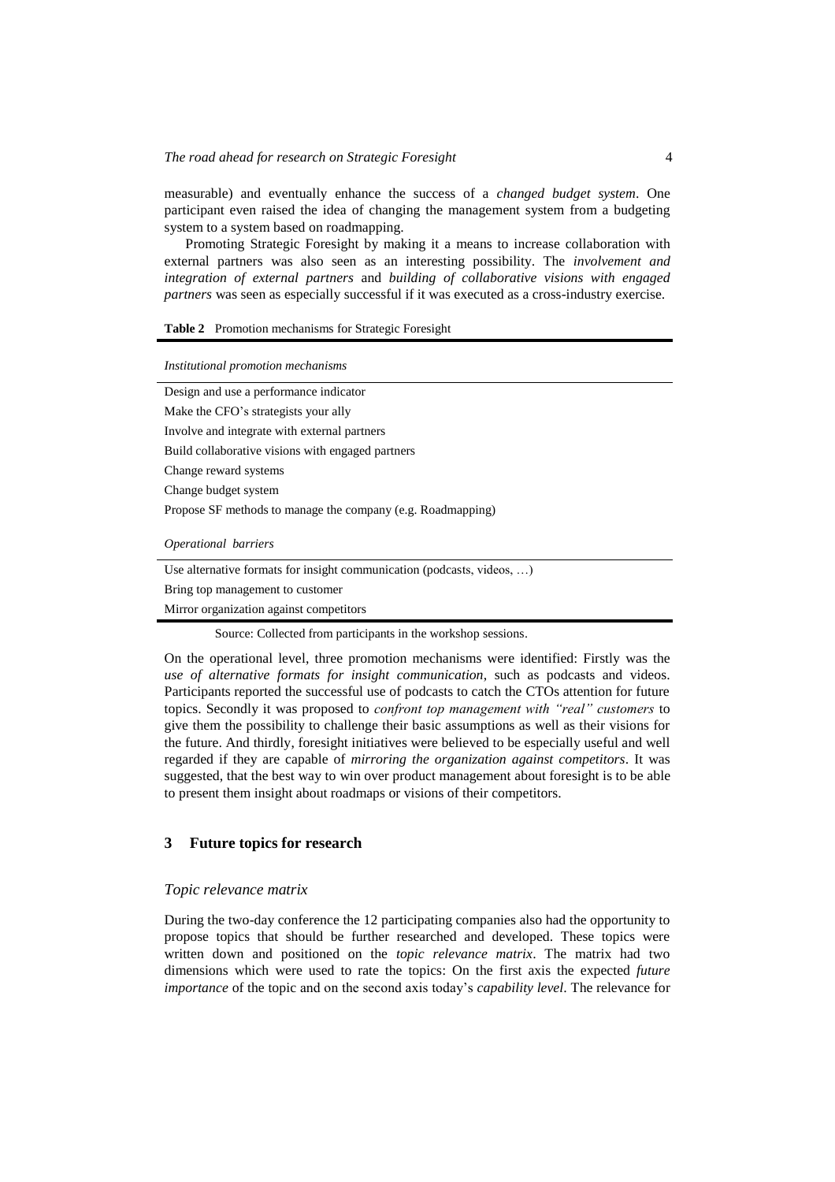measurable) and eventually enhance the success of a *changed budget system*. One participant even raised the idea of changing the management system from a budgeting system to a system based on roadmapping.

Promoting Strategic Foresight by making it a means to increase collaboration with external partners was also seen as an interesting possibility. The *involvement and integration of external partners* and *building of collaborative visions with engaged partners* was seen as especially successful if it was executed as a cross-industry exercise.

**Table 2** Promotion mechanisms for Strategic Foresight

| *Institutional promotion mechanisms* |
|---|
| Design and use a performance indicator |
| Make the CFO's strategists your ally |
| Involve and integrate with external partners |
| Build collaborative visions with engaged partners |
| Change reward systems |
| Change budget system |
| Propose SF methods to manage the company (e.g. Roadmapping) |
| *Operational barriers* |
| Use alternative formats for insight communication (podcasts, videos, …) |
| Bring top management to customer |
| Mirror organization against competitors |

Source: Collected from participants in the workshop sessions.

On the operational level, three promotion mechanisms were identified: Firstly was the *use of alternative formats for insight communication*, such as podcasts and videos. Participants reported the successful use of podcasts to catch the CTOs attention for future topics. Secondly it was proposed to *confront top management with "real" customers* to give them the possibility to challenge their basic assumptions as well as their visions for the future. And thirdly, foresight initiatives were believed to be especially useful and well regarded if they are capable of *mirroring the organization against competitors*. It was suggested, that the best way to win over product management about foresight is to be able to present them insight about roadmaps or visions of their competitors.

## 3 Future topics for research

### *Topic relevance matrix*

During the two-day conference the 12 participating companies also had the opportunity to propose topics that should be further researched and developed. These topics were written down and positioned on the *topic relevance matrix*. The matrix had two dimensions which were used to rate the topics: On the first axis the expected *future importance* of the topic and on the second axis today's *capability level*. The relevance for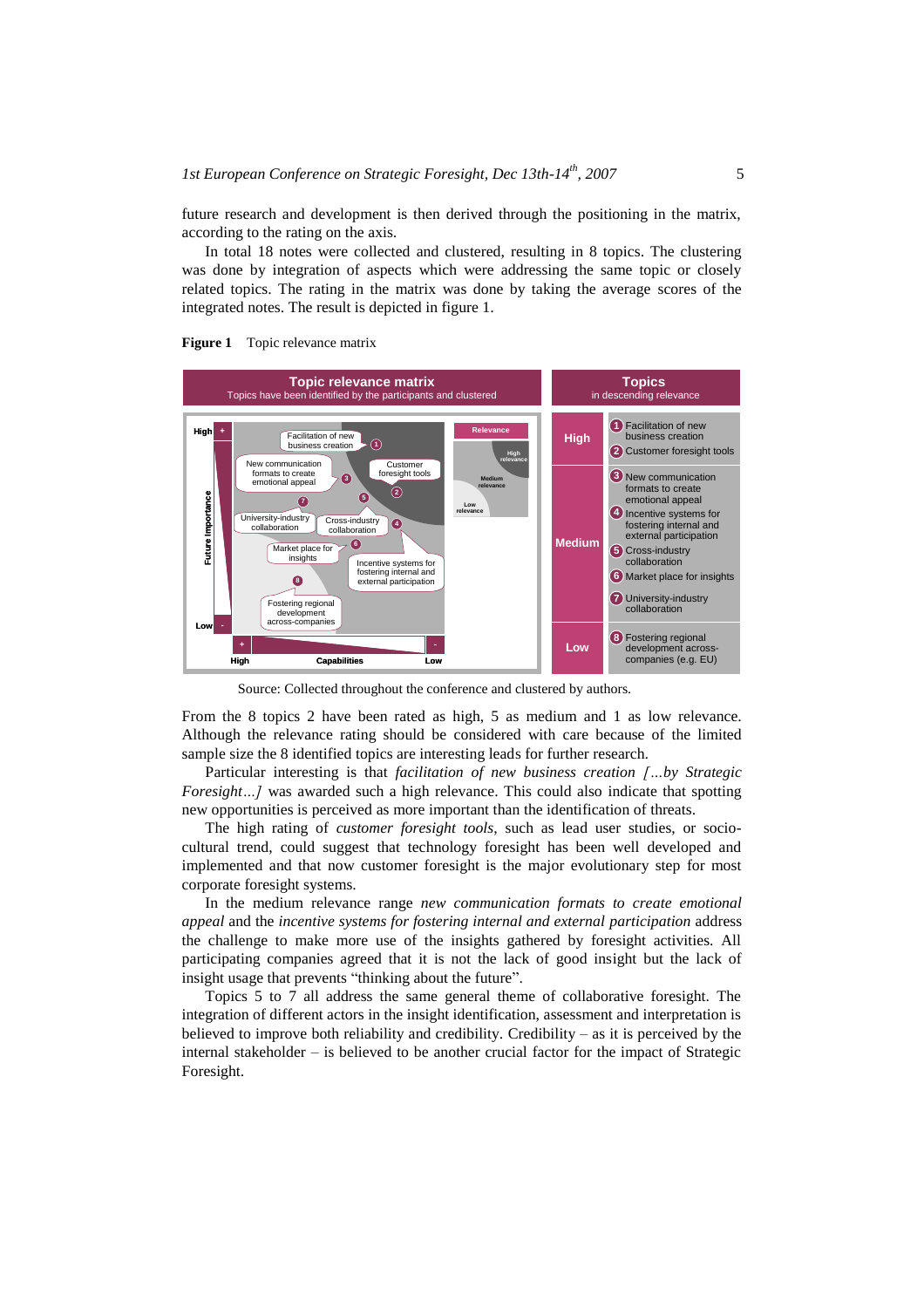future research and development is then derived through the positioning in the matrix, according to the rating on the axis.

In total 18 notes were collected and clustered, resulting in 8 topics. The clustering was done by integration of aspects which were addressing the same topic or closely related topics. The rating in the matrix was done by taking the average scores of the integrated notes. The result is depicted in figure 1.

**Figure 1** Topic relevance matrix

Source: Collected throughout the conference and clustered by authors.

From the 8 topics 2 have been rated as high, 5 as medium and 1 as low relevance. Although the relevance rating should be considered with care because of the limited sample size the 8 identified topics are interesting leads for further research.

Particular interesting is that *facilitation of new business creation […by Strategic Foresight…]* was awarded such a high relevance. This could also indicate that spotting new opportunities is perceived as more important than the identification of threats.

The high rating of *customer foresight tools*, such as lead user studies, or socio-cultural trend, could suggest that technology foresight has been well developed and implemented and that now customer foresight is the major evolutionary step for most corporate foresight systems.

In the medium relevance range *new communication formats to create emotional appeal* and the *incentive systems for fostering internal and external participation* address the challenge to make more use of the insights gathered by foresight activities. All participating companies agreed that it is not the lack of good insight but the lack of insight usage that prevents "thinking about the future".

Topics 5 to 7 all address the same general theme of collaborative foresight. The integration of different actors in the insight identification, assessment and interpretation is believed to improve both reliability and credibility. Credibility – as it is perceived by the internal stakeholder – is believed to be another crucial factor for the impact of Strategic Foresight.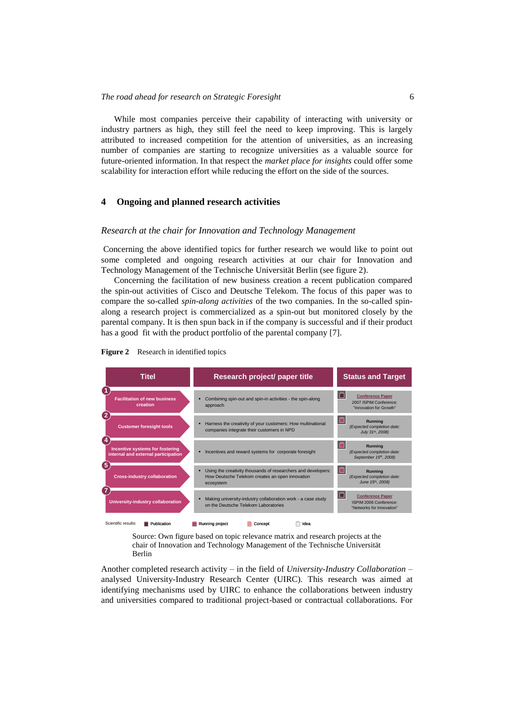While most companies perceive their capability of interacting with university or industry partners as high, they still feel the need to keep improving. This is largely attributed to increased competition for the attention of universities, as an increasing number of companies are starting to recognize universities as a valuable source for future-oriented information. In that respect the *market place for insights* could offer some scalability for interaction effort while reducing the effort on the side of the sources.

## 4 Ongoing and planned research activities

### *Research at the chair for Innovation and Technology Management*

Concerning the above identified topics for further research we would like to point out some completed and ongoing research activities at our chair for Innovation and Technology Management of the Technische Universität Berlin (see figure 2).

Concerning the facilitation of new business creation a recent publication compared the spin-out activities of Cisco and Deutsche Telekom. The focus of this paper was to compare the so-called *spin-along activities* of the two companies. In the so-called spin-along a research project is commercialized as a spin-out but monitored closely by the parental company. It is then spun back in if the company is successful and if their product has a good fit with the product portfolio of the parental company [7].

**Figure 2** Research in identified topics

| Titel | Research project/ paper title | Status and Target |
|---|---|---|
| 1 Facilitation of new business creation | Combining spin-out and spin-in activities - the spin-along approach | Conference Paper 2007 ISPIM Conference: "Innovation for Growth" |
| 2 Customer foresight tools | Harness the creativity of your customers: How multinational companies integrate their customers in NPD | Running (Expected completion date: July 31st, 2008) |
| 4 Incentive systems for fostering internal and external participation | Incentives and reward systems for corporate foresight | Running (Expected completion date: September 15th, 2008) |
| 5 Cross-industry collaboration | Using the creativity thousands of researchers and developers: How Deutsche Telekom creates an open innovation ecosystem | Running (Expected completion date: June 15th, 2008) |
| 7 University-industry collaboration | Making university-industry collaboration work - a case study on the Deutsche Telekom Laboratories | Conference Paper ISPIM 2006 Conference: "Networks for Innovation" |

Scientific results: Publication, Running project, Concept, Idea

Source: Own figure based on topic relevance matrix and research projects at the chair of Innovation and Technology Management of the Technische Universität Berlin

Another completed research activity – in the field of *University-Industry Collaboration* – analysed University-Industry Research Center (UIRC). This research was aimed at identifying mechanisms used by UIRC to enhance the collaborations between industry and universities compared to traditional project-based or contractual collaborations. For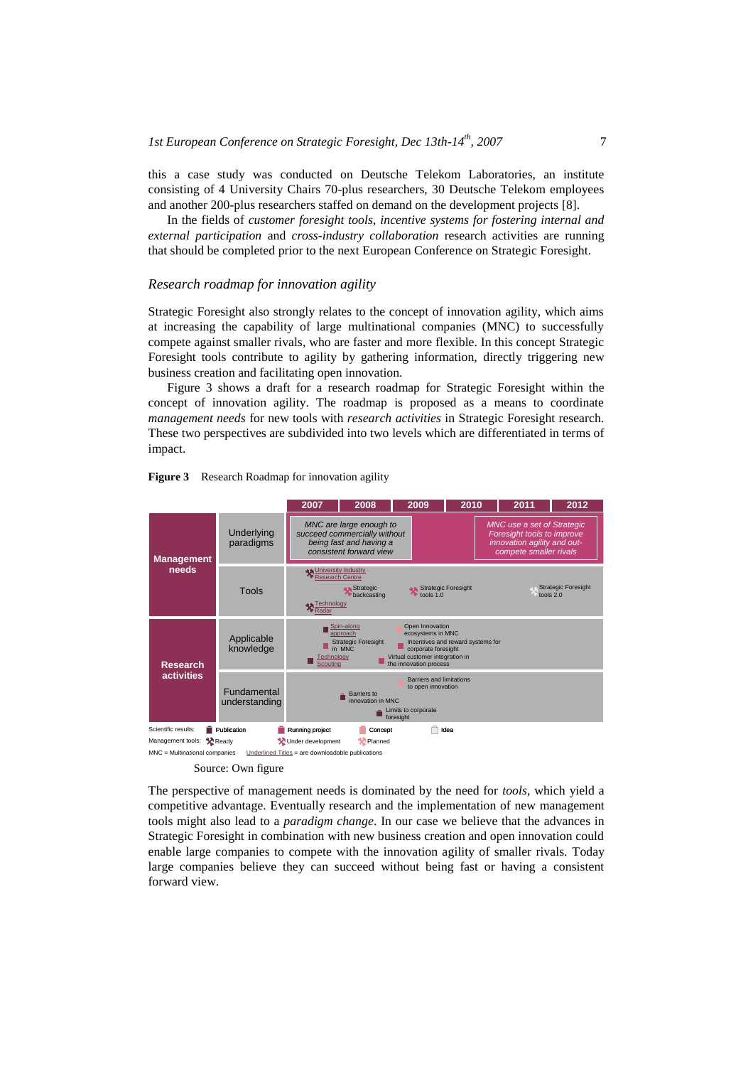this a case study was conducted on Deutsche Telekom Laboratories, an institute consisting of 4 University Chairs 70-plus researchers, 30 Deutsche Telekom employees and another 200-plus researchers staffed on demand on the development projects [8].

In the fields of *customer foresight tools*, *incentive systems for fostering internal and external participation* and *cross-industry collaboration* research activities are running that should be completed prior to the next European Conference on Strategic Foresight.

### *Research roadmap for innovation agility*

Strategic Foresight also strongly relates to the concept of innovation agility, which aims at increasing the capability of large multinational companies (MNC) to successfully compete against smaller rivals, who are faster and more flexible. In this concept Strategic Foresight tools contribute to agility by gathering information, directly triggering new business creation and facilitating open innovation.

Figure 3 shows a draft for a research roadmap for Strategic Foresight within the concept of innovation agility. The roadmap is proposed as a means to coordinate *management needs* for new tools with *research activities* in Strategic Foresight research. These two perspectives are subdivided into two levels which are differentiated in terms of impact.

**Figure 3** Research Roadmap for innovation agility

| | | 2007 | 2008 | 2009 | 2010 | 2011 | 2012 |
|---|---|---|---|---|---|---|---|
| **Management needs** | Underlying paradigms | *MNC are large enough to succeed commercially without being fast and having a consistent forward view* | | | | *MNC use a set of Strategic Foresight tools to improve innovation agility and out-compete smaller rivals* | |
| | Tools | University Industry Research Centre; Technology Radar | Strategic backcasting | Strategic Foresight tools 1.0 | | | Strategic Foresight tools 2.0 |
| **Research activities** | Applicable knowledge | Spin-along approach; Technology Scouting | Strategic Foresight in MNC | Open Innovation ecosystems in MNC; Incentives and reward systems for corporate foresight; Virtual customer integration in the innovation process | | | |
| | Fundamental understanding | | Barriers to innovation in MNC; Limits to corporate foresight | Barriers and limitations to open innovation | | | |

Scientific results: Publication, Running project, Concept, Idea
Management tools: Ready, Under development, Planned
MNC = Multinational companies; Underlined Titles = are downloadable publications

Source: Own figure

The perspective of management needs is dominated by the need for *tools*, which yield a competitive advantage. Eventually research and the implementation of new management tools might also lead to a *paradigm change*. In our case we believe that the advances in Strategic Foresight in combination with new business creation and open innovation could enable large companies to compete with the innovation agility of smaller rivals. Today large companies believe they can succeed without being fast or having a consistent forward view.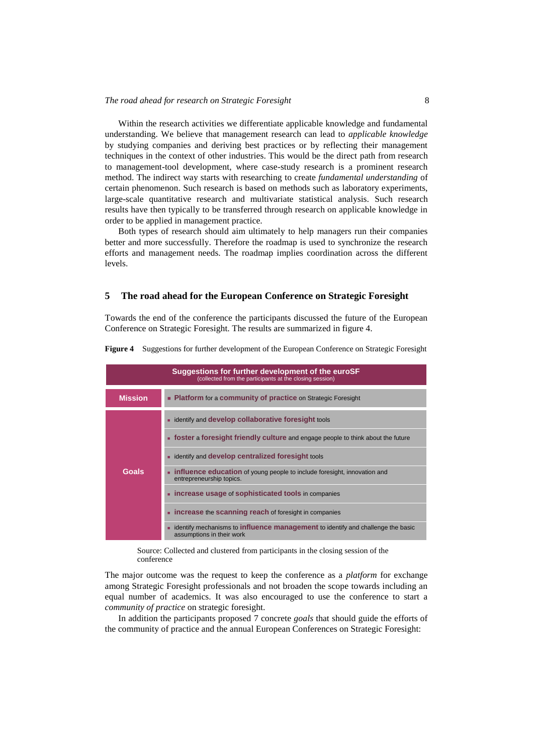Within the research activities we differentiate applicable knowledge and fundamental understanding. We believe that management research can lead to *applicable knowledge* by studying companies and deriving best practices or by reflecting their management techniques in the context of other industries. This would be the direct path from research to management-tool development, where case-study research is a prominent research method. The indirect way starts with researching to create *fundamental understanding* of certain phenomenon. Such research is based on methods such as laboratory experiments, large-scale quantitative research and multivariate statistical analysis. Such research results have then typically to be transferred through research on applicable knowledge in order to be applied in management practice.

Both types of research should aim ultimately to help managers run their companies better and more successfully. Therefore the roadmap is used to synchronize the research efforts and management needs. The roadmap implies coordination across the different levels.

## 5 The road ahead for the European Conference on Strategic Foresight

Towards the end of the conference the participants discussed the future of the European Conference on Strategic Foresight. The results are summarized in figure 4.

**Figure 4** Suggestions for further development of the European Conference on Strategic Foresight

| Suggestions for further development of the euroSF (collected from the participants at the closing session) | |
|---|---|
| **Mission** | ▪ **Platform** for a **community of practice** on Strategic Foresight |
| **Goals** | ▪ identify and **develop collaborative foresight** tools |
| | ▪ **foster** a **foresight friendly culture** and engage people to think about the future |
| | ▪ identify and **develop centralized foresight** tools |
| | ▪ **influence education** of young people to include foresight, innovation and entrepreneurship topics. |
| | ▪ **increase usage** of **sophisticated tools** in companies |
| | ▪ **increase** the **scanning reach** of foresight in companies |
| | ▪ identify mechanisms to **influence management** to identify and challenge the basic assumptions in their work |

Source: Collected and clustered from participants in the closing session of the conference

The major outcome was the request to keep the conference as a *platform* for exchange among Strategic Foresight professionals and not broaden the scope towards including an equal number of academics. It was also encouraged to use the conference to start a *community of practice* on strategic foresight.

In addition the participants proposed 7 concrete *goals* that should guide the efforts of the community of practice and the annual European Conferences on Strategic Foresight: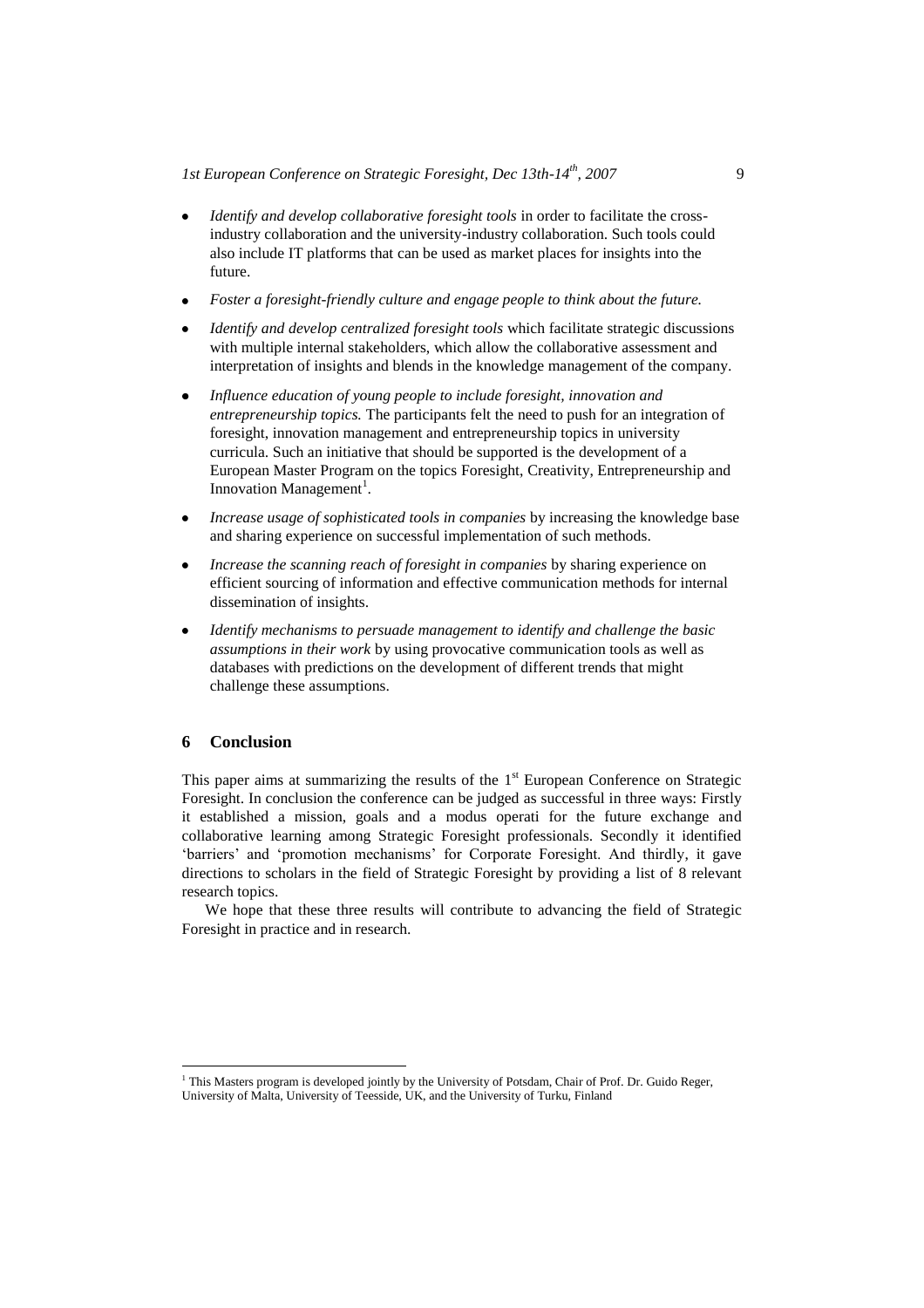- *Identify and develop collaborative foresight tools* in order to facilitate the cross-industry collaboration and the university-industry collaboration. Such tools could also include IT platforms that can be used as market places for insights into the future.
- *Foster a foresight-friendly culture and engage people to think about the future.*
- *Identify and develop centralized foresight tools* which facilitate strategic discussions with multiple internal stakeholders, which allow the collaborative assessment and interpretation of insights and blends in the knowledge management of the company.
- *Influence education of young people to include foresight, innovation and entrepreneurship topics.* The participants felt the need to push for an integration of foresight, innovation management and entrepreneurship topics in university curricula. Such an initiative that should be supported is the development of a European Master Program on the topics Foresight, Creativity, Entrepreneurship and Innovation Management[1].
- *Increase usage of sophisticated tools in companies* by increasing the knowledge base and sharing experience on successful implementation of such methods.
- *Increase the scanning reach of foresight in companies* by sharing experience on efficient sourcing of information and effective communication methods for internal dissemination of insights.
- *Identify mechanisms to persuade management to identify and challenge the basic assumptions in their work* by using provocative communication tools as well as databases with predictions on the development of different trends that might challenge these assumptions.

## 6 Conclusion

This paper aims at summarizing the results of the 1st European Conference on Strategic Foresight. In conclusion the conference can be judged as successful in three ways: Firstly it established a mission, goals and a modus operati for the future exchange and collaborative learning among Strategic Foresight professionals. Secondly it identified 'barriers' and 'promotion mechanisms' for Corporate Foresight. And thirdly, it gave directions to scholars in the field of Strategic Foresight by providing a list of 8 relevant research topics.

We hope that these three results will contribute to advancing the field of Strategic Foresight in practice and in research.

[1] This Masters program is developed jointly by the University of Potsdam, Chair of Prof. Dr. Guido Reger, University of Malta, University of Teesside, UK, and the University of Turku, Finland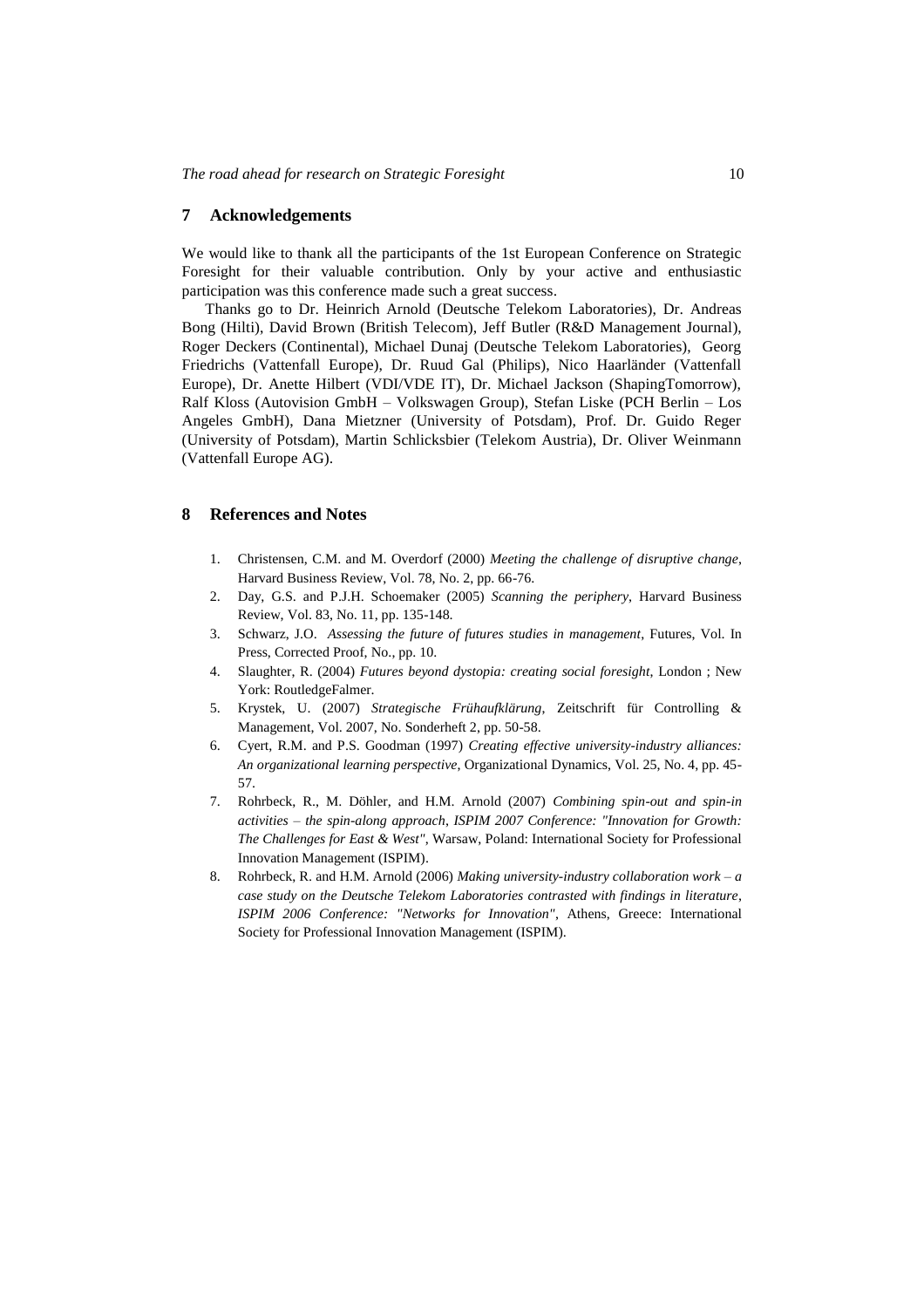## 7 Acknowledgements

We would like to thank all the participants of the 1st European Conference on Strategic Foresight for their valuable contribution. Only by your active and enthusiastic participation was this conference made such a great success.

Thanks go to Dr. Heinrich Arnold (Deutsche Telekom Laboratories), Dr. Andreas Bong (Hilti), David Brown (British Telecom), Jeff Butler (R&D Management Journal), Roger Deckers (Continental), Michael Dunaj (Deutsche Telekom Laboratories), Georg Friedrichs (Vattenfall Europe), Dr. Ruud Gal (Philips), Nico Haarländer (Vattenfall Europe), Dr. Anette Hilbert (VDI/VDE IT), Dr. Michael Jackson (ShapingTomorrow), Ralf Kloss (Autovision GmbH – Volkswagen Group), Stefan Liske (PCH Berlin – Los Angeles GmbH), Dana Mietzner (University of Potsdam), Prof. Dr. Guido Reger (University of Potsdam), Martin Schlicksbier (Telekom Austria), Dr. Oliver Weinmann (Vattenfall Europe AG).

## 8 References and Notes

1. Christensen, C.M. and M. Overdorf (2000) *Meeting the challenge of disruptive change*, Harvard Business Review, Vol. 78, No. 2, pp. 66-76.
2. Day, G.S. and P.J.H. Schoemaker (2005) *Scanning the periphery*, Harvard Business Review, Vol. 83, No. 11, pp. 135-148.
3. Schwarz, J.O. *Assessing the future of futures studies in management*, Futures, Vol. In Press, Corrected Proof, No., pp. 10.
4. Slaughter, R. (2004) *Futures beyond dystopia: creating social foresight*, London ; New York: RoutledgeFalmer.
5. Krystek, U. (2007) *Strategische Frühaufklärung*, Zeitschrift für Controlling & Management, Vol. 2007, No. Sonderheft 2, pp. 50-58.
6. Cyert, R.M. and P.S. Goodman (1997) *Creating effective university-industry alliances: An organizational learning perspective*, Organizational Dynamics, Vol. 25, No. 4, pp. 45-57.
7. Rohrbeck, R., M. Döhler, and H.M. Arnold (2007) *Combining spin-out and spin-in activities – the spin-along approach*, *ISPIM 2007 Conference: "Innovation for Growth: The Challenges for East & West"*, Warsaw, Poland: International Society for Professional Innovation Management (ISPIM).
8. Rohrbeck, R. and H.M. Arnold (2006) *Making university-industry collaboration work – a case study on the Deutsche Telekom Laboratories contrasted with findings in literature*, *ISPIM 2006 Conference: "Networks for Innovation"*, Athens, Greece: International Society for Professional Innovation Management (ISPIM).